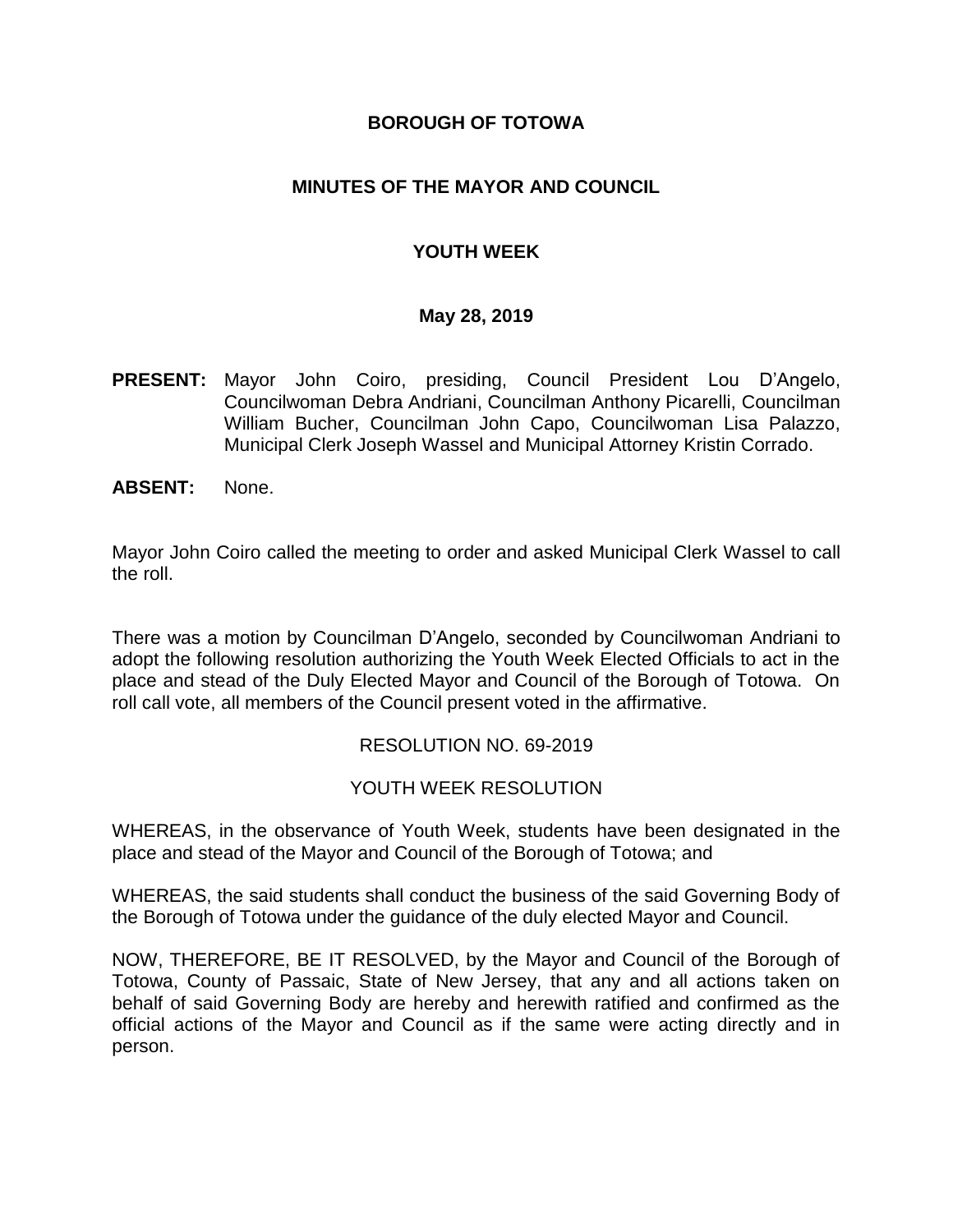# BOROUGH OF TOTOWA

## MINUTES OF THE MAYOR AND COUNCIL

## YOUTH WEEK

### May 28, 2019

**PRESENT:** Mayor John Coiro, presiding, Council President Lou D'Angelo, Councilwoman Debra Andriani, Councilman Anthony Picarelli, Councilman William Bucher, Councilman John Capo, Councilwoman Lisa Palazzo, Municipal Clerk Joseph Wassel and Municipal Attorney Kristin Corrado.

**ABSENT:** None.

Mayor John Coiro called the meeting to order and asked Municipal Clerk Wassel to call the roll.

There was a motion by Councilman D'Angelo, seconded by Councilwoman Andriani to adopt the following resolution authorizing the Youth Week Elected Officials to act in the place and stead of the Duly Elected Mayor and Council of the Borough of Totowa. On roll call vote, all members of the Council present voted in the affirmative.

RESOLUTION NO. 69-2019

YOUTH WEEK RESOLUTION

WHEREAS, in the observance of Youth Week, students have been designated in the place and stead of the Mayor and Council of the Borough of Totowa; and

WHEREAS, the said students shall conduct the business of the said Governing Body of the Borough of Totowa under the guidance of the duly elected Mayor and Council.

NOW, THEREFORE, BE IT RESOLVED, by the Mayor and Council of the Borough of Totowa, County of Passaic, State of New Jersey, that any and all actions taken on behalf of said Governing Body are hereby and herewith ratified and confirmed as the official actions of the Mayor and Council as if the same were acting directly and in person.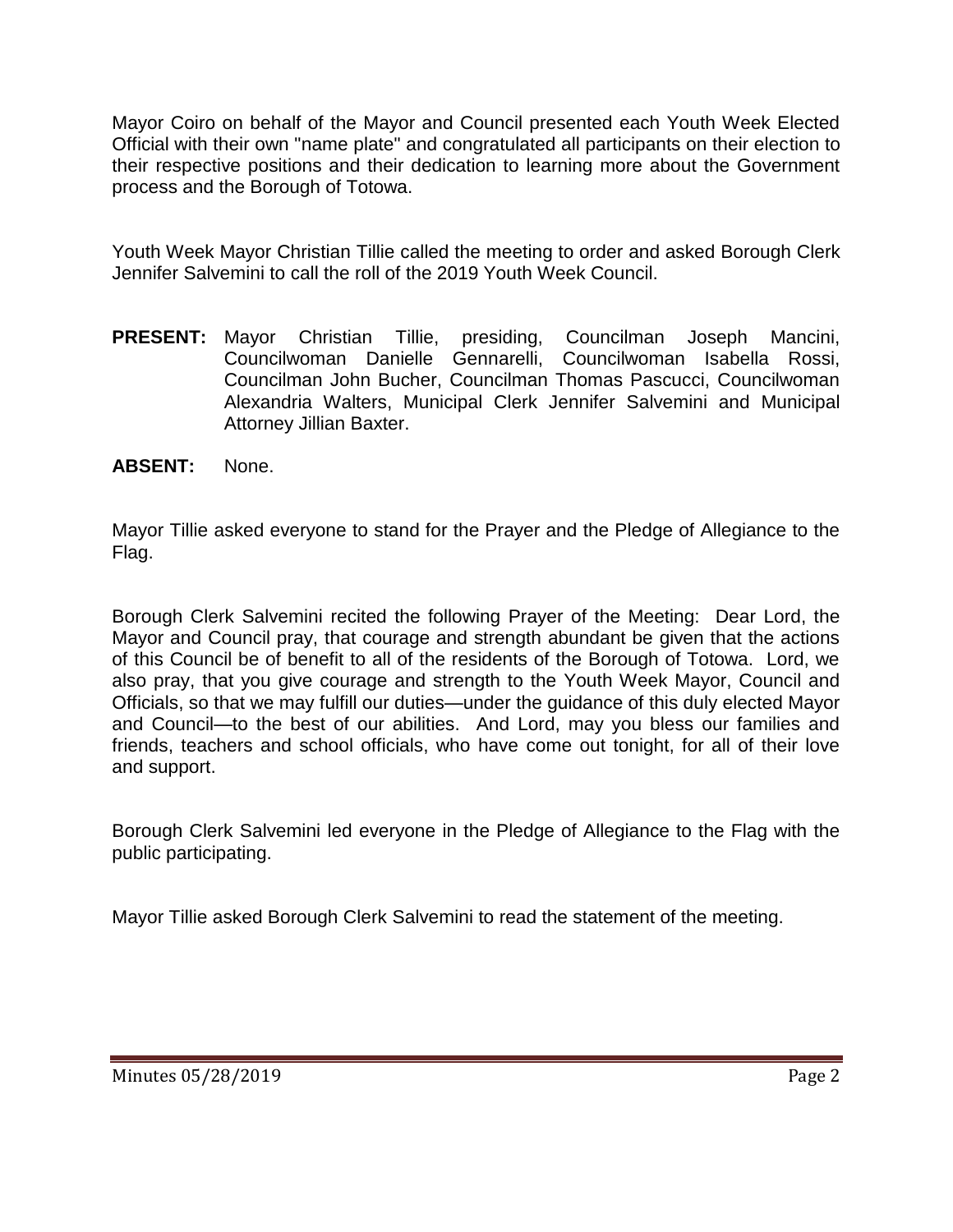Mayor Coiro on behalf of the Mayor and Council presented each Youth Week Elected Official with their own "name plate" and congratulated all participants on their election to their respective positions and their dedication to learning more about the Government process and the Borough of Totowa.

Youth Week Mayor Christian Tillie called the meeting to order and asked Borough Clerk Jennifer Salvemini to call the roll of the 2019 Youth Week Council.

**PRESENT:** Mayor Christian Tillie, presiding, Councilman Joseph Mancini, Councilwoman Danielle Gennarelli, Councilwoman Isabella Rossi, Councilman John Bucher, Councilman Thomas Pascucci, Councilwoman Alexandria Walters, Municipal Clerk Jennifer Salvemini and Municipal Attorney Jillian Baxter.

**ABSENT:** None.

Mayor Tillie asked everyone to stand for the Prayer and the Pledge of Allegiance to the Flag.

Borough Clerk Salvemini recited the following Prayer of the Meeting: Dear Lord, the Mayor and Council pray, that courage and strength abundant be given that the actions of this Council be of benefit to all of the residents of the Borough of Totowa. Lord, we also pray, that you give courage and strength to the Youth Week Mayor, Council and Officials, so that we may fulfill our duties—under the guidance of this duly elected Mayor and Council—to the best of our abilities. And Lord, may you bless our families and friends, teachers and school officials, who have come out tonight, for all of their love and support.

Borough Clerk Salvemini led everyone in the Pledge of Allegiance to the Flag with the public participating.

Mayor Tillie asked Borough Clerk Salvemini to read the statement of the meeting.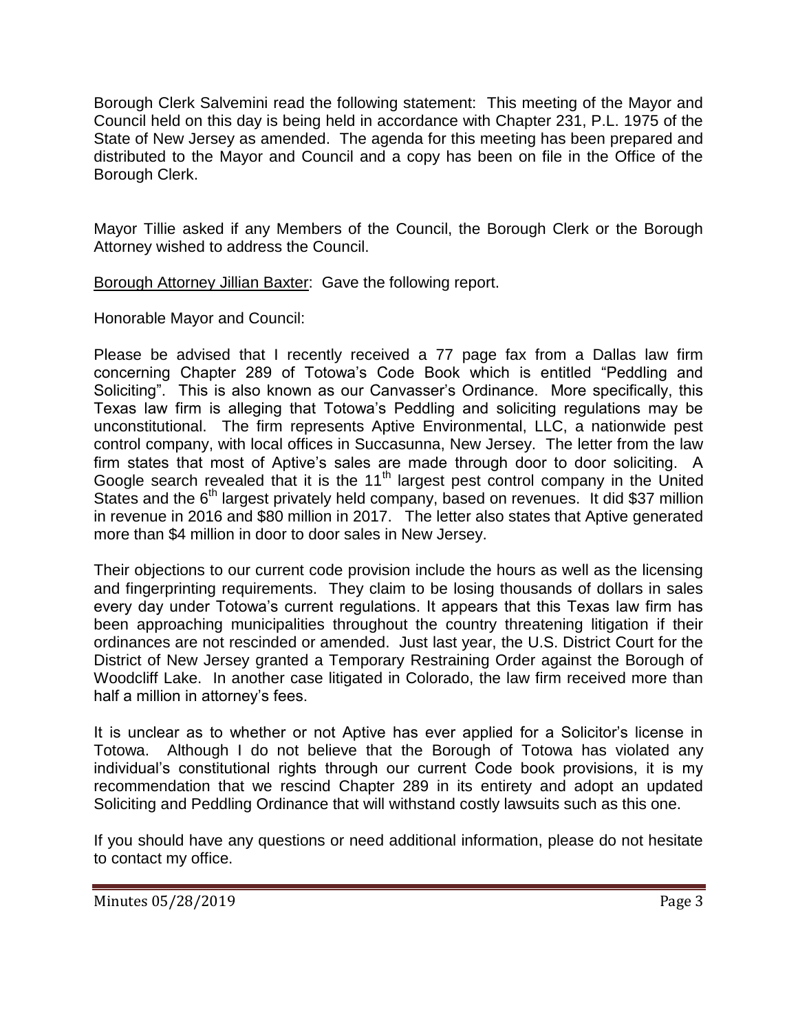Borough Clerk Salvemini read the following statement: This meeting of the Mayor and Council held on this day is being held in accordance with Chapter 231, P.L. 1975 of the State of New Jersey as amended. The agenda for this meeting has been prepared and distributed to the Mayor and Council and a copy has been on file in the Office of the Borough Clerk.

Mayor Tillie asked if any Members of the Council, the Borough Clerk or the Borough Attorney wished to address the Council.

Borough Attorney Jillian Baxter: Gave the following report.

Honorable Mayor and Council:

Please be advised that I recently received a 77 page fax from a Dallas law firm concerning Chapter 289 of Totowa's Code Book which is entitled "Peddling and Soliciting". This is also known as our Canvasser's Ordinance. More specifically, this Texas law firm is alleging that Totowa's Peddling and soliciting regulations may be unconstitutional. The firm represents Aptive Environmental, LLC, a nationwide pest control company, with local offices in Succasunna, New Jersey. The letter from the law firm states that most of Aptive's sales are made through door to door soliciting. A Google search revealed that it is the 11th largest pest control company in the United States and the 6th largest privately held company, based on revenues. It did $37 million in revenue in 2016 and $80 million in 2017. The letter also states that Aptive generated more than $4 million in door to door sales in New Jersey.

Their objections to our current code provision include the hours as well as the licensing and fingerprinting requirements. They claim to be losing thousands of dollars in sales every day under Totowa's current regulations. It appears that this Texas law firm has been approaching municipalities throughout the country threatening litigation if their ordinances are not rescinded or amended. Just last year, the U.S. District Court for the District of New Jersey granted a Temporary Restraining Order against the Borough of Woodcliff Lake. In another case litigated in Colorado, the law firm received more than half a million in attorney's fees.

It is unclear as to whether or not Aptive has ever applied for a Solicitor's license in Totowa. Although I do not believe that the Borough of Totowa has violated any individual's constitutional rights through our current Code book provisions, it is my recommendation that we rescind Chapter 289 in its entirety and adopt an updated Soliciting and Peddling Ordinance that will withstand costly lawsuits such as this one.

If you should have any questions or need additional information, please do not hesitate to contact my office.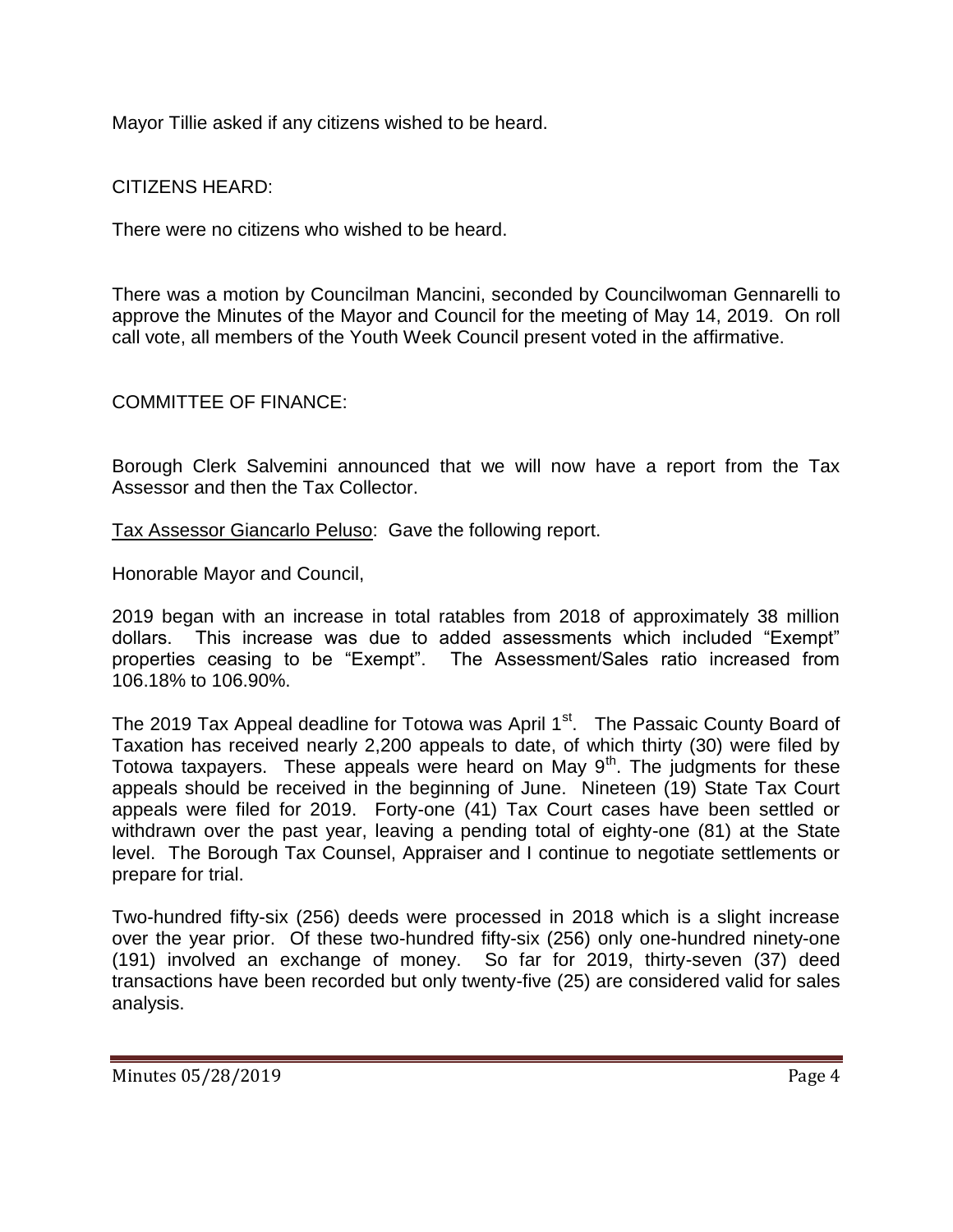Mayor Tillie asked if any citizens wished to be heard.

CITIZENS HEARD:

There were no citizens who wished to be heard.

There was a motion by Councilman Mancini, seconded by Councilwoman Gennarelli to approve the Minutes of the Mayor and Council for the meeting of May 14, 2019. On roll call vote, all members of the Youth Week Council present voted in the affirmative.

COMMITTEE OF FINANCE:

Borough Clerk Salvemini announced that we will now have a report from the Tax Assessor and then the Tax Collector.

Tax Assessor Giancarlo Peluso: Gave the following report.

Honorable Mayor and Council,

2019 began with an increase in total ratables from 2018 of approximately 38 million dollars. This increase was due to added assessments which included "Exempt" properties ceasing to be "Exempt". The Assessment/Sales ratio increased from 106.18% to 106.90%.

The 2019 Tax Appeal deadline for Totowa was April 1st. The Passaic County Board of Taxation has received nearly 2,200 appeals to date, of which thirty (30) were filed by Totowa taxpayers. These appeals were heard on May 9th. The judgments for these appeals should be received in the beginning of June. Nineteen (19) State Tax Court appeals were filed for 2019. Forty-one (41) Tax Court cases have been settled or withdrawn over the past year, leaving a pending total of eighty-one (81) at the State level. The Borough Tax Counsel, Appraiser and I continue to negotiate settlements or prepare for trial.

Two-hundred fifty-six (256) deeds were processed in 2018 which is a slight increase over the year prior. Of these two-hundred fifty-six (256) only one-hundred ninety-one (191) involved an exchange of money. So far for 2019, thirty-seven (37) deed transactions have been recorded but only twenty-five (25) are considered valid for sales analysis.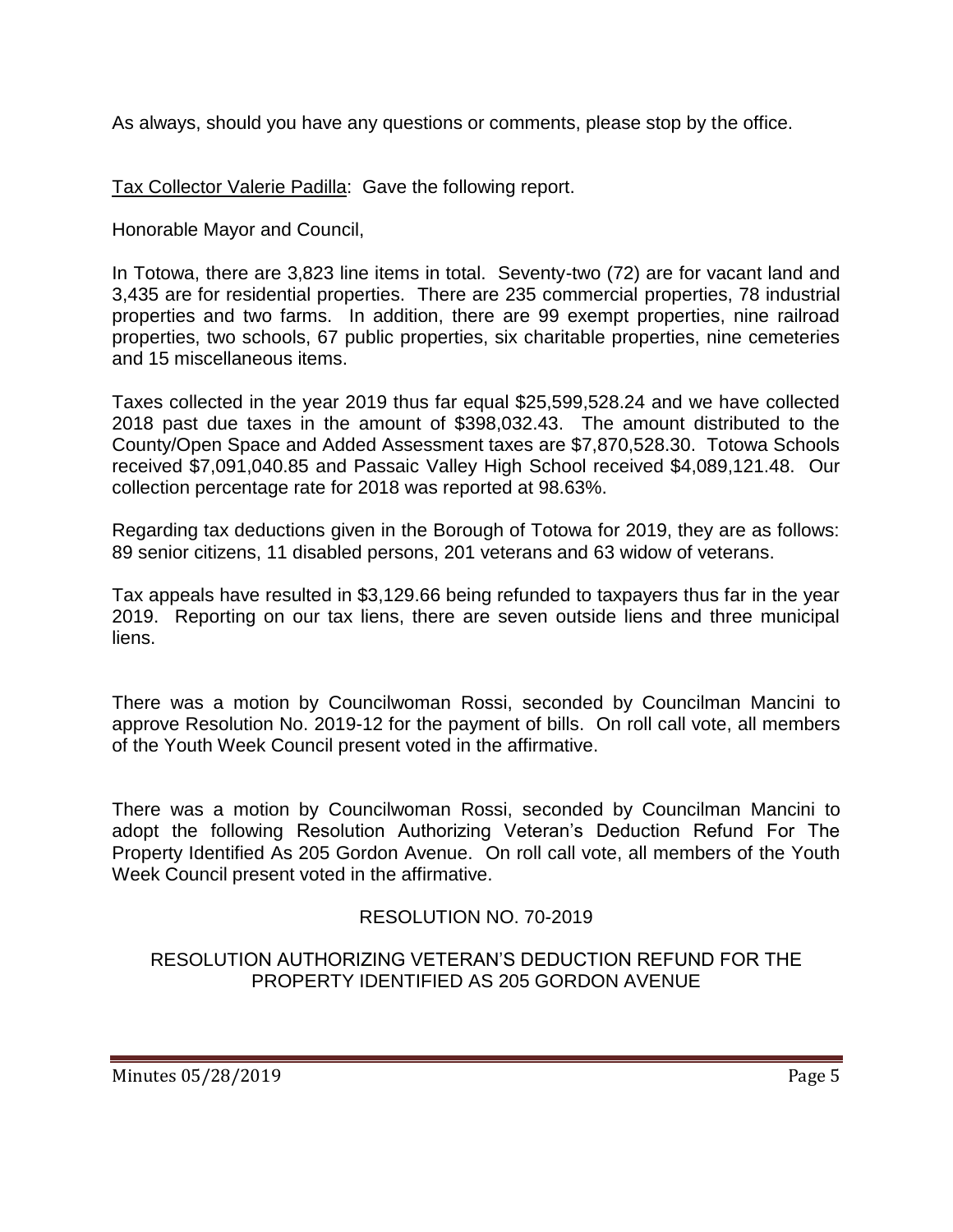As always, should you have any questions or comments, please stop by the office.

Tax Collector Valerie Padilla: Gave the following report.

Honorable Mayor and Council,

In Totowa, there are 3,823 line items in total. Seventy-two (72) are for vacant land and 3,435 are for residential properties. There are 235 commercial properties, 78 industrial properties and two farms. In addition, there are 99 exempt properties, nine railroad properties, two schools, 67 public properties, six charitable properties, nine cemeteries and 15 miscellaneous items.

Taxes collected in the year 2019 thus far equal $25,599,528.24 and we have collected 2018 past due taxes in the amount of $398,032.43. The amount distributed to the County/Open Space and Added Assessment taxes are $7,870,528.30. Totowa Schools received $7,091,040.85 and Passaic Valley High School received $4,089,121.48. Our collection percentage rate for 2018 was reported at 98.63%.

Regarding tax deductions given in the Borough of Totowa for 2019, they are as follows: 89 senior citizens, 11 disabled persons, 201 veterans and 63 widow of veterans.

Tax appeals have resulted in $3,129.66 being refunded to taxpayers thus far in the year 2019. Reporting on our tax liens, there are seven outside liens and three municipal liens.

There was a motion by Councilwoman Rossi, seconded by Councilman Mancini to approve Resolution No. 2019-12 for the payment of bills. On roll call vote, all members of the Youth Week Council present voted in the affirmative.

There was a motion by Councilwoman Rossi, seconded by Councilman Mancini to adopt the following Resolution Authorizing Veteran's Deduction Refund For The Property Identified As 205 Gordon Avenue. On roll call vote, all members of the Youth Week Council present voted in the affirmative.

RESOLUTION NO. 70-2019

RESOLUTION AUTHORIZING VETERAN'S DEDUCTION REFUND FOR THE PROPERTY IDENTIFIED AS 205 GORDON AVENUE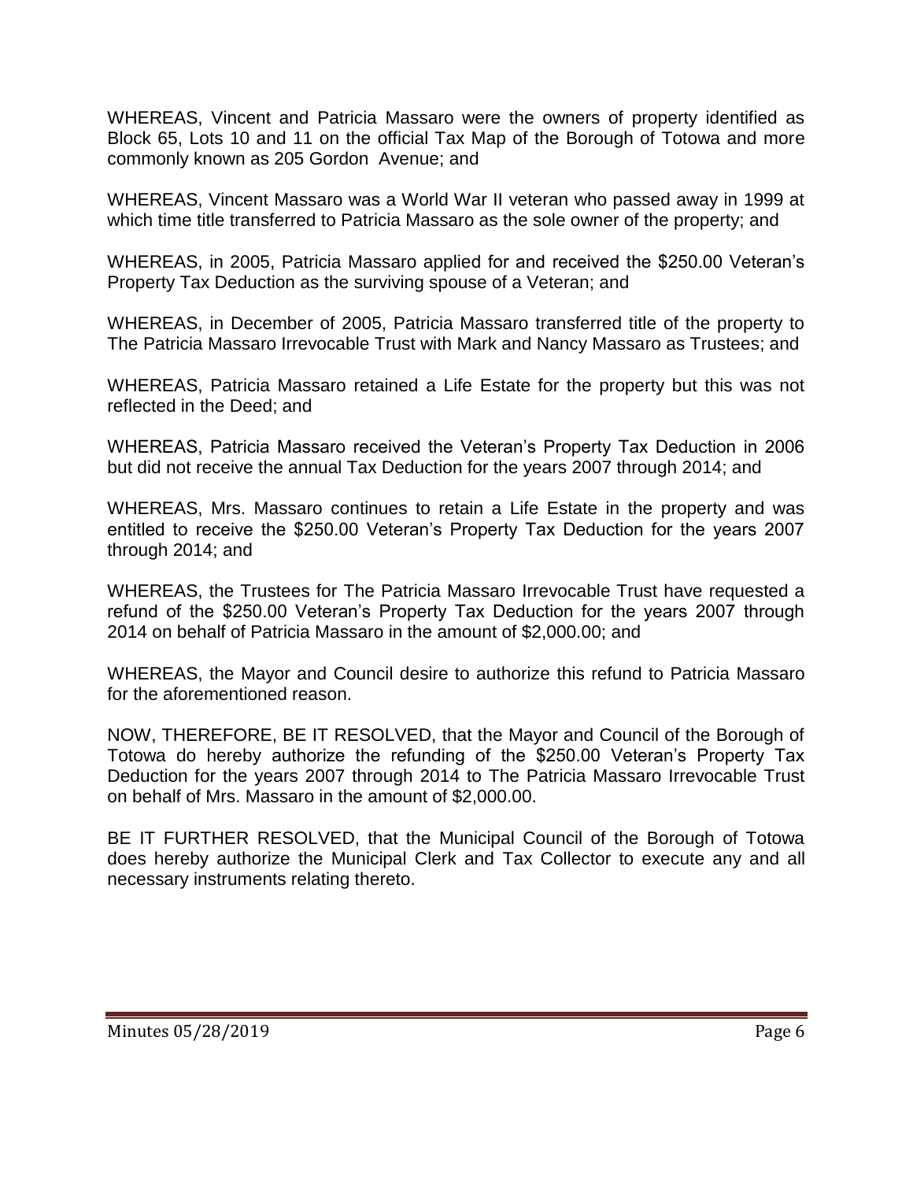WHEREAS, Vincent and Patricia Massaro were the owners of property identified as Block 65, Lots 10 and 11 on the official Tax Map of the Borough of Totowa and more commonly known as 205 Gordon Avenue; and

WHEREAS, Vincent Massaro was a World War II veteran who passed away in 1999 at which time title transferred to Patricia Massaro as the sole owner of the property; and

WHEREAS, in 2005, Patricia Massaro applied for and received the $250.00 Veteran's Property Tax Deduction as the surviving spouse of a Veteran; and

WHEREAS, in December of 2005, Patricia Massaro transferred title of the property to The Patricia Massaro Irrevocable Trust with Mark and Nancy Massaro as Trustees; and

WHEREAS, Patricia Massaro retained a Life Estate for the property but this was not reflected in the Deed; and

WHEREAS, Patricia Massaro received the Veteran's Property Tax Deduction in 2006 but did not receive the annual Tax Deduction for the years 2007 through 2014; and

WHEREAS, Mrs. Massaro continues to retain a Life Estate in the property and was entitled to receive the $250.00 Veteran's Property Tax Deduction for the years 2007 through 2014; and

WHEREAS, the Trustees for The Patricia Massaro Irrevocable Trust have requested a refund of the $250.00 Veteran's Property Tax Deduction for the years 2007 through 2014 on behalf of Patricia Massaro in the amount of $2,000.00; and

WHEREAS, the Mayor and Council desire to authorize this refund to Patricia Massaro for the aforementioned reason.

NOW, THEREFORE, BE IT RESOLVED, that the Mayor and Council of the Borough of Totowa do hereby authorize the refunding of the $250.00 Veteran's Property Tax Deduction for the years 2007 through 2014 to The Patricia Massaro Irrevocable Trust on behalf of Mrs. Massaro in the amount of $2,000.00.

BE IT FURTHER RESOLVED, that the Municipal Council of the Borough of Totowa does hereby authorize the Municipal Clerk and Tax Collector to execute any and all necessary instruments relating thereto.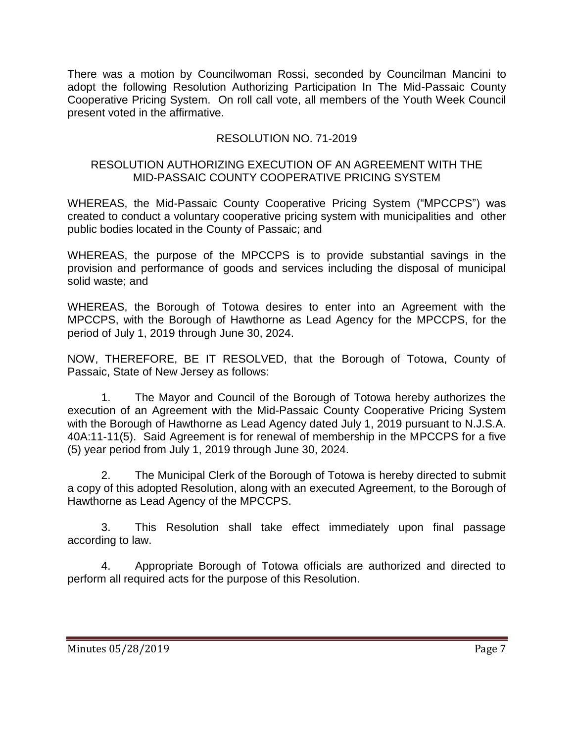There was a motion by Councilwoman Rossi, seconded by Councilman Mancini to adopt the following Resolution Authorizing Participation In The Mid-Passaic County Cooperative Pricing System. On roll call vote, all members of the Youth Week Council present voted in the affirmative.

RESOLUTION NO. 71-2019

RESOLUTION AUTHORIZING EXECUTION OF AN AGREEMENT WITH THE MID-PASSAIC COUNTY COOPERATIVE PRICING SYSTEM

WHEREAS, the Mid-Passaic County Cooperative Pricing System ("MPCCPS") was created to conduct a voluntary cooperative pricing system with municipalities and other public bodies located in the County of Passaic; and

WHEREAS, the purpose of the MPCCPS is to provide substantial savings in the provision and performance of goods and services including the disposal of municipal solid waste; and

WHEREAS, the Borough of Totowa desires to enter into an Agreement with the MPCCPS, with the Borough of Hawthorne as Lead Agency for the MPCCPS, for the period of July 1, 2019 through June 30, 2024.

NOW, THEREFORE, BE IT RESOLVED, that the Borough of Totowa, County of Passaic, State of New Jersey as follows:

1. The Mayor and Council of the Borough of Totowa hereby authorizes the execution of an Agreement with the Mid-Passaic County Cooperative Pricing System with the Borough of Hawthorne as Lead Agency dated July 1, 2019 pursuant to N.J.S.A. 40A:11-11(5). Said Agreement is for renewal of membership in the MPCCPS for a five (5) year period from July 1, 2019 through June 30, 2024.

2. The Municipal Clerk of the Borough of Totowa is hereby directed to submit a copy of this adopted Resolution, along with an executed Agreement, to the Borough of Hawthorne as Lead Agency of the MPCCPS.

3. This Resolution shall take effect immediately upon final passage according to law.

4. Appropriate Borough of Totowa officials are authorized and directed to perform all required acts for the purpose of this Resolution.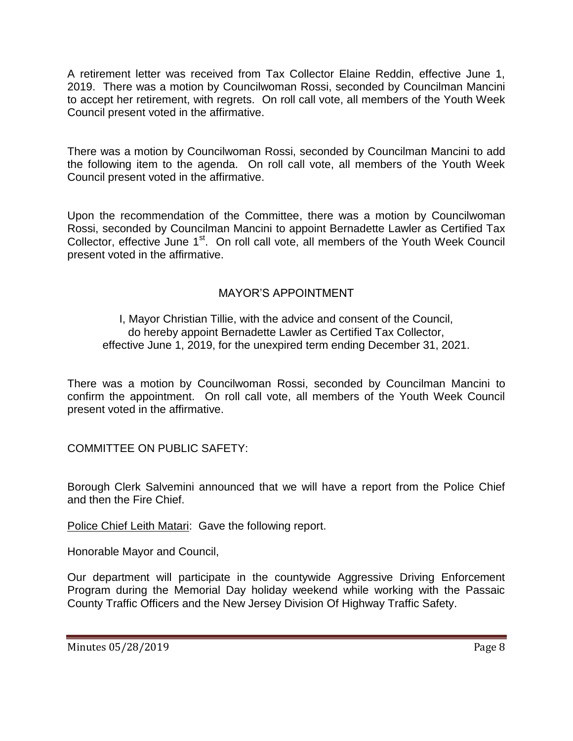A retirement letter was received from Tax Collector Elaine Reddin, effective June 1, 2019. There was a motion by Councilwoman Rossi, seconded by Councilman Mancini to accept her retirement, with regrets. On roll call vote, all members of the Youth Week Council present voted in the affirmative.

There was a motion by Councilwoman Rossi, seconded by Councilman Mancini to add the following item to the agenda. On roll call vote, all members of the Youth Week Council present voted in the affirmative.

Upon the recommendation of the Committee, there was a motion by Councilwoman Rossi, seconded by Councilman Mancini to appoint Bernadette Lawler as Certified Tax Collector, effective June 1st. On roll call vote, all members of the Youth Week Council present voted in the affirmative.

## MAYOR'S APPOINTMENT

I, Mayor Christian Tillie, with the advice and consent of the Council, do hereby appoint Bernadette Lawler as Certified Tax Collector, effective June 1, 2019, for the unexpired term ending December 31, 2021.

There was a motion by Councilwoman Rossi, seconded by Councilman Mancini to confirm the appointment. On roll call vote, all members of the Youth Week Council present voted in the affirmative.

COMMITTEE ON PUBLIC SAFETY:

Borough Clerk Salvemini announced that we will have a report from the Police Chief and then the Fire Chief.

Police Chief Leith Matari: Gave the following report.

Honorable Mayor and Council,

Our department will participate in the countywide Aggressive Driving Enforcement Program during the Memorial Day holiday weekend while working with the Passaic County Traffic Officers and the New Jersey Division Of Highway Traffic Safety.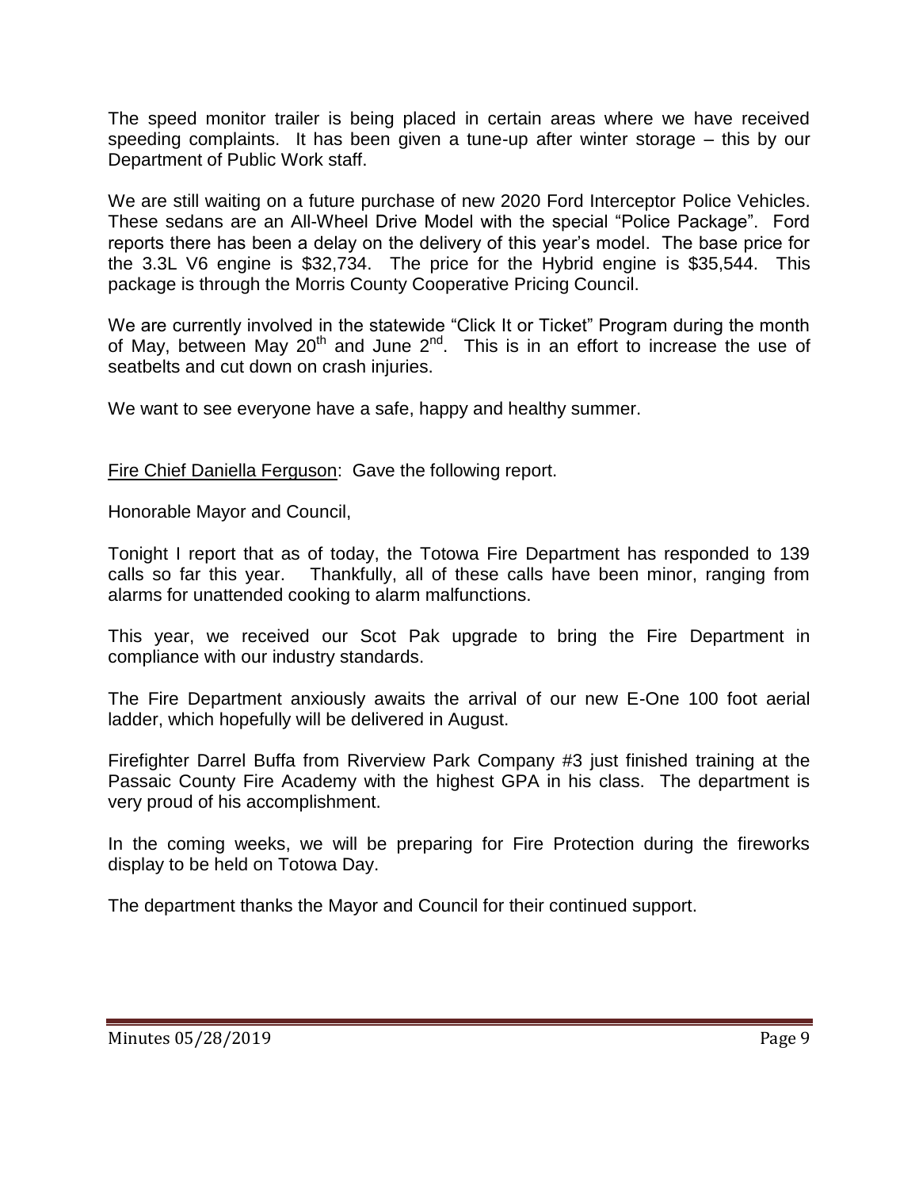The speed monitor trailer is being placed in certain areas where we have received speeding complaints. It has been given a tune-up after winter storage – this by our Department of Public Work staff.

We are still waiting on a future purchase of new 2020 Ford Interceptor Police Vehicles. These sedans are an All-Wheel Drive Model with the special "Police Package". Ford reports there has been a delay on the delivery of this year's model. The base price for the 3.3L V6 engine is $32,734. The price for the Hybrid engine is $35,544. This package is through the Morris County Cooperative Pricing Council.

We are currently involved in the statewide "Click It or Ticket" Program during the month of May, between May 20th and June 2nd. This is in an effort to increase the use of seatbelts and cut down on crash injuries.

We want to see everyone have a safe, happy and healthy summer.

Fire Chief Daniella Ferguson: Gave the following report.

Honorable Mayor and Council,

Tonight I report that as of today, the Totowa Fire Department has responded to 139 calls so far this year. Thankfully, all of these calls have been minor, ranging from alarms for unattended cooking to alarm malfunctions.

This year, we received our Scot Pak upgrade to bring the Fire Department in compliance with our industry standards.

The Fire Department anxiously awaits the arrival of our new E-One 100 foot aerial ladder, which hopefully will be delivered in August.

Firefighter Darrel Buffa from Riverview Park Company #3 just finished training at the Passaic County Fire Academy with the highest GPA in his class. The department is very proud of his accomplishment.

In the coming weeks, we will be preparing for Fire Protection during the fireworks display to be held on Totowa Day.

The department thanks the Mayor and Council for their continued support.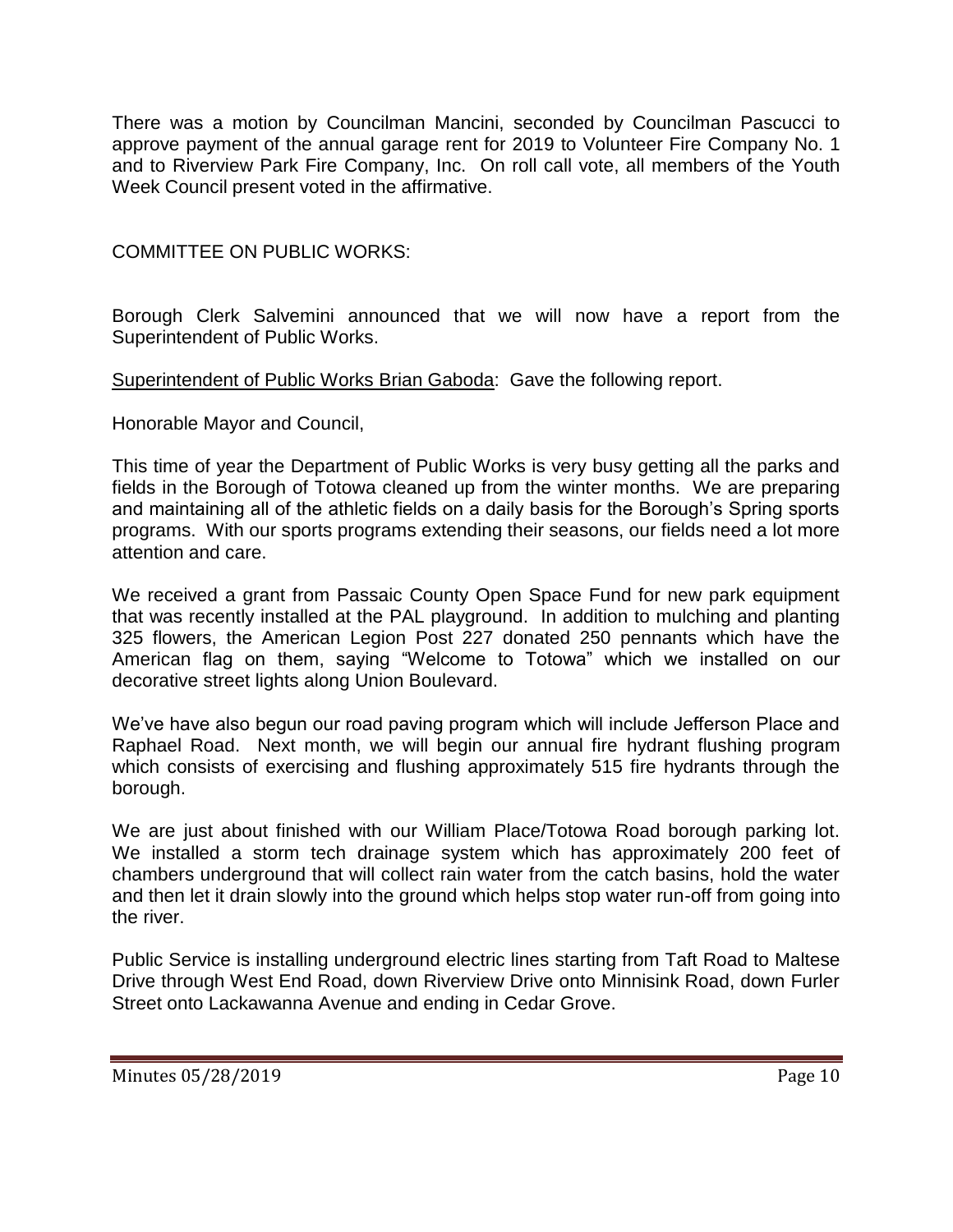There was a motion by Councilman Mancini, seconded by Councilman Pascucci to approve payment of the annual garage rent for 2019 to Volunteer Fire Company No. 1 and to Riverview Park Fire Company, Inc. On roll call vote, all members of the Youth Week Council present voted in the affirmative.

COMMITTEE ON PUBLIC WORKS:

Borough Clerk Salvemini announced that we will now have a report from the Superintendent of Public Works.

Superintendent of Public Works Brian Gaboda: Gave the following report.

Honorable Mayor and Council,

This time of year the Department of Public Works is very busy getting all the parks and fields in the Borough of Totowa cleaned up from the winter months. We are preparing and maintaining all of the athletic fields on a daily basis for the Borough's Spring sports programs. With our sports programs extending their seasons, our fields need a lot more attention and care.

We received a grant from Passaic County Open Space Fund for new park equipment that was recently installed at the PAL playground. In addition to mulching and planting 325 flowers, the American Legion Post 227 donated 250 pennants which have the American flag on them, saying "Welcome to Totowa" which we installed on our decorative street lights along Union Boulevard.

We've have also begun our road paving program which will include Jefferson Place and Raphael Road. Next month, we will begin our annual fire hydrant flushing program which consists of exercising and flushing approximately 515 fire hydrants through the borough.

We are just about finished with our William Place/Totowa Road borough parking lot. We installed a storm tech drainage system which has approximately 200 feet of chambers underground that will collect rain water from the catch basins, hold the water and then let it drain slowly into the ground which helps stop water run-off from going into the river.

Public Service is installing underground electric lines starting from Taft Road to Maltese Drive through West End Road, down Riverview Drive onto Minnisink Road, down Furler Street onto Lackawanna Avenue and ending in Cedar Grove.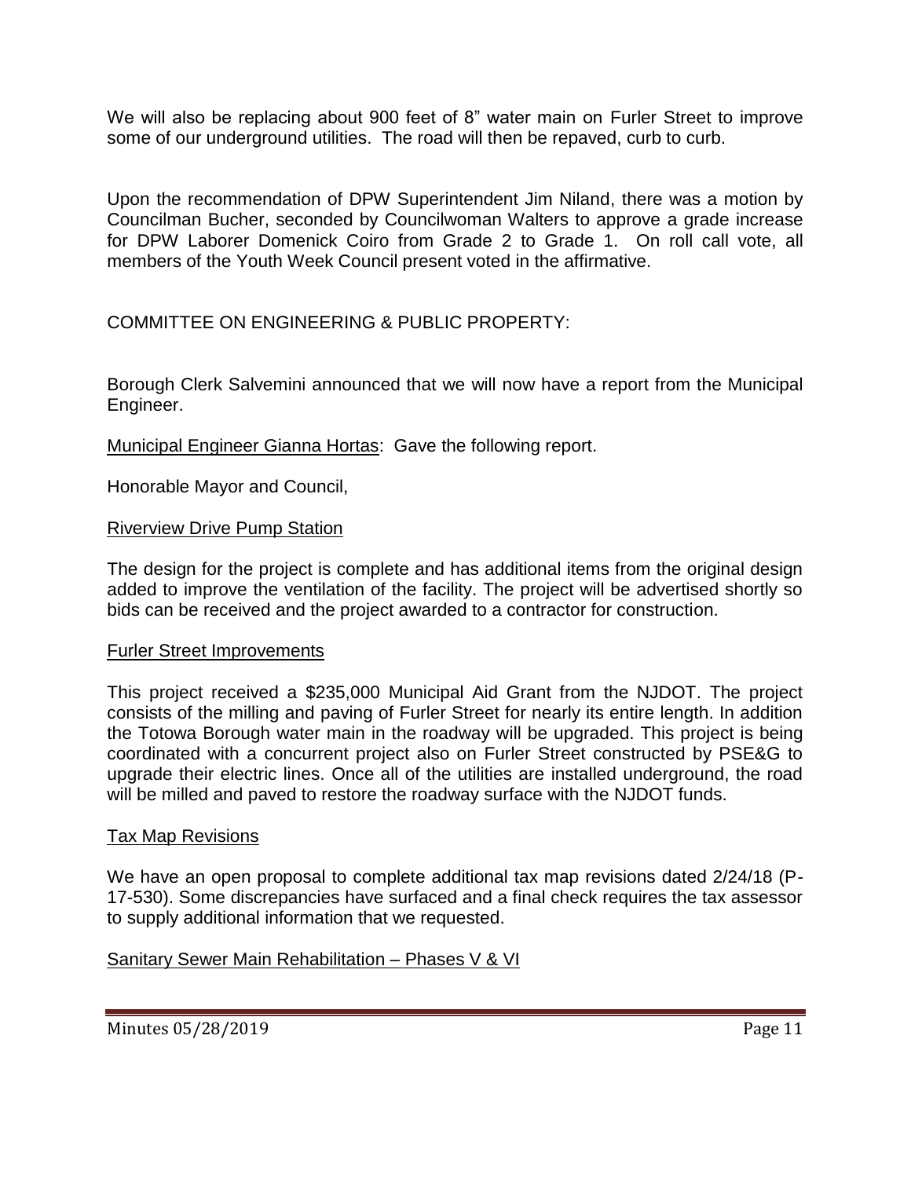We will also be replacing about 900 feet of 8" water main on Furler Street to improve some of our underground utilities. The road will then be repaved, curb to curb.

Upon the recommendation of DPW Superintendent Jim Niland, there was a motion by Councilman Bucher, seconded by Councilwoman Walters to approve a grade increase for DPW Laborer Domenick Coiro from Grade 2 to Grade 1. On roll call vote, all members of the Youth Week Council present voted in the affirmative.

COMMITTEE ON ENGINEERING & PUBLIC PROPERTY:

Borough Clerk Salvemini announced that we will now have a report from the Municipal Engineer.

Municipal Engineer Gianna Hortas: Gave the following report.

Honorable Mayor and Council,

Riverview Drive Pump Station

The design for the project is complete and has additional items from the original design added to improve the ventilation of the facility. The project will be advertised shortly so bids can be received and the project awarded to a contractor for construction.

Furler Street Improvements

This project received a $235,000 Municipal Aid Grant from the NJDOT. The project consists of the milling and paving of Furler Street for nearly its entire length. In addition the Totowa Borough water main in the roadway will be upgraded. This project is being coordinated with a concurrent project also on Furler Street constructed by PSE&G to upgrade their electric lines. Once all of the utilities are installed underground, the road will be milled and paved to restore the roadway surface with the NJDOT funds.

Tax Map Revisions

We have an open proposal to complete additional tax map revisions dated 2/24/18 (P-17-530). Some discrepancies have surfaced and a final check requires the tax assessor to supply additional information that we requested.

Sanitary Sewer Main Rehabilitation – Phases V & VI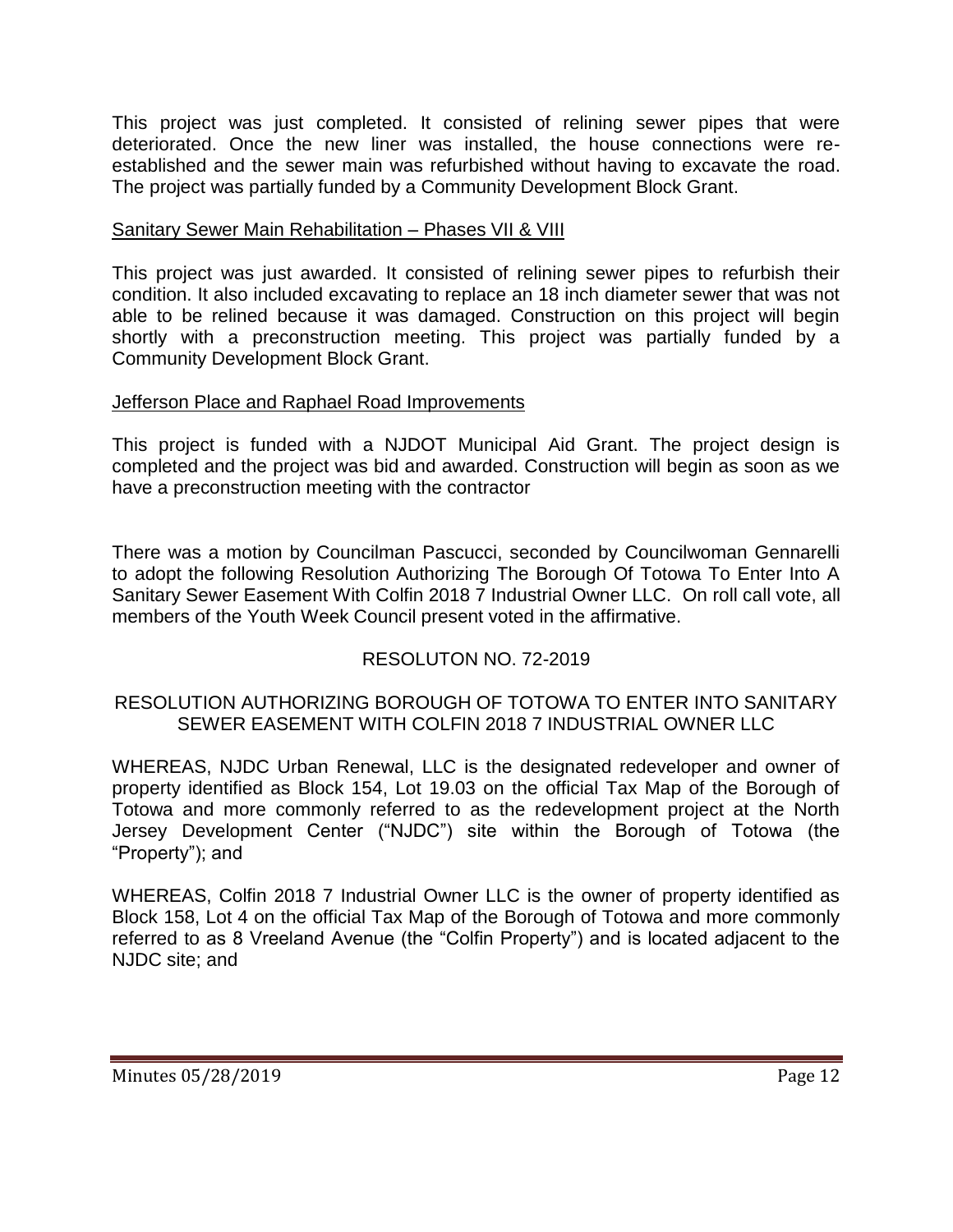This project was just completed. It consisted of relining sewer pipes that were deteriorated. Once the new liner was installed, the house connections were re-established and the sewer main was refurbished without having to excavate the road. The project was partially funded by a Community Development Block Grant.

Sanitary Sewer Main Rehabilitation – Phases VII & VIII

This project was just awarded. It consisted of relining sewer pipes to refurbish their condition. It also included excavating to replace an 18 inch diameter sewer that was not able to be relined because it was damaged. Construction on this project will begin shortly with a preconstruction meeting. This project was partially funded by a Community Development Block Grant.

Jefferson Place and Raphael Road Improvements

This project is funded with a NJDOT Municipal Aid Grant. The project design is completed and the project was bid and awarded. Construction will begin as soon as we have a preconstruction meeting with the contractor

There was a motion by Councilman Pascucci, seconded by Councilwoman Gennarelli to adopt the following Resolution Authorizing The Borough Of Totowa To Enter Into A Sanitary Sewer Easement With Colfin 2018 7 Industrial Owner LLC. On roll call vote, all members of the Youth Week Council present voted in the affirmative.

RESOLUTON NO. 72-2019

RESOLUTION AUTHORIZING BOROUGH OF TOTOWA TO ENTER INTO SANITARY SEWER EASEMENT WITH COLFIN 2018 7 INDUSTRIAL OWNER LLC

WHEREAS, NJDC Urban Renewal, LLC is the designated redeveloper and owner of property identified as Block 154, Lot 19.03 on the official Tax Map of the Borough of Totowa and more commonly referred to as the redevelopment project at the North Jersey Development Center ("NJDC") site within the Borough of Totowa (the "Property"); and

WHEREAS, Colfin 2018 7 Industrial Owner LLC is the owner of property identified as Block 158, Lot 4 on the official Tax Map of the Borough of Totowa and more commonly referred to as 8 Vreeland Avenue (the "Colfin Property") and is located adjacent to the NJDC site; and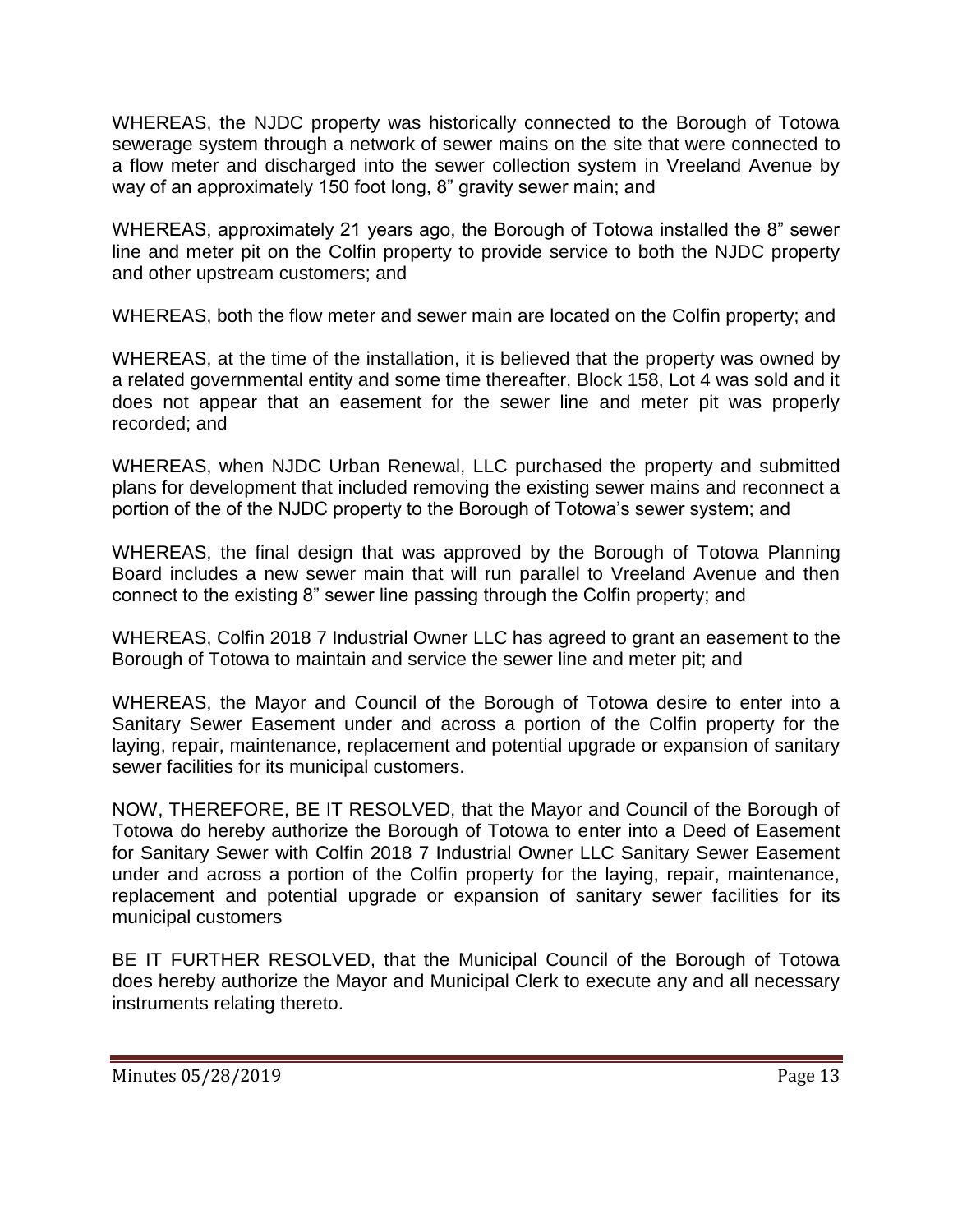WHEREAS, the NJDC property was historically connected to the Borough of Totowa sewerage system through a network of sewer mains on the site that were connected to a flow meter and discharged into the sewer collection system in Vreeland Avenue by way of an approximately 150 foot long, 8" gravity sewer main; and

WHEREAS, approximately 21 years ago, the Borough of Totowa installed the 8" sewer line and meter pit on the Colfin property to provide service to both the NJDC property and other upstream customers; and

WHEREAS, both the flow meter and sewer main are located on the Colfin property; and

WHEREAS, at the time of the installation, it is believed that the property was owned by a related governmental entity and some time thereafter, Block 158, Lot 4 was sold and it does not appear that an easement for the sewer line and meter pit was properly recorded; and

WHEREAS, when NJDC Urban Renewal, LLC purchased the property and submitted plans for development that included removing the existing sewer mains and reconnect a portion of the of the NJDC property to the Borough of Totowa's sewer system; and

WHEREAS, the final design that was approved by the Borough of Totowa Planning Board includes a new sewer main that will run parallel to Vreeland Avenue and then connect to the existing 8" sewer line passing through the Colfin property; and

WHEREAS, Colfin 2018 7 Industrial Owner LLC has agreed to grant an easement to the Borough of Totowa to maintain and service the sewer line and meter pit; and

WHEREAS, the Mayor and Council of the Borough of Totowa desire to enter into a Sanitary Sewer Easement under and across a portion of the Colfin property for the laying, repair, maintenance, replacement and potential upgrade or expansion of sanitary sewer facilities for its municipal customers.

NOW, THEREFORE, BE IT RESOLVED, that the Mayor and Council of the Borough of Totowa do hereby authorize the Borough of Totowa to enter into a Deed of Easement for Sanitary Sewer with Colfin 2018 7 Industrial Owner LLC Sanitary Sewer Easement under and across a portion of the Colfin property for the laying, repair, maintenance, replacement and potential upgrade or expansion of sanitary sewer facilities for its municipal customers

BE IT FURTHER RESOLVED, that the Municipal Council of the Borough of Totowa does hereby authorize the Mayor and Municipal Clerk to execute any and all necessary instruments relating thereto.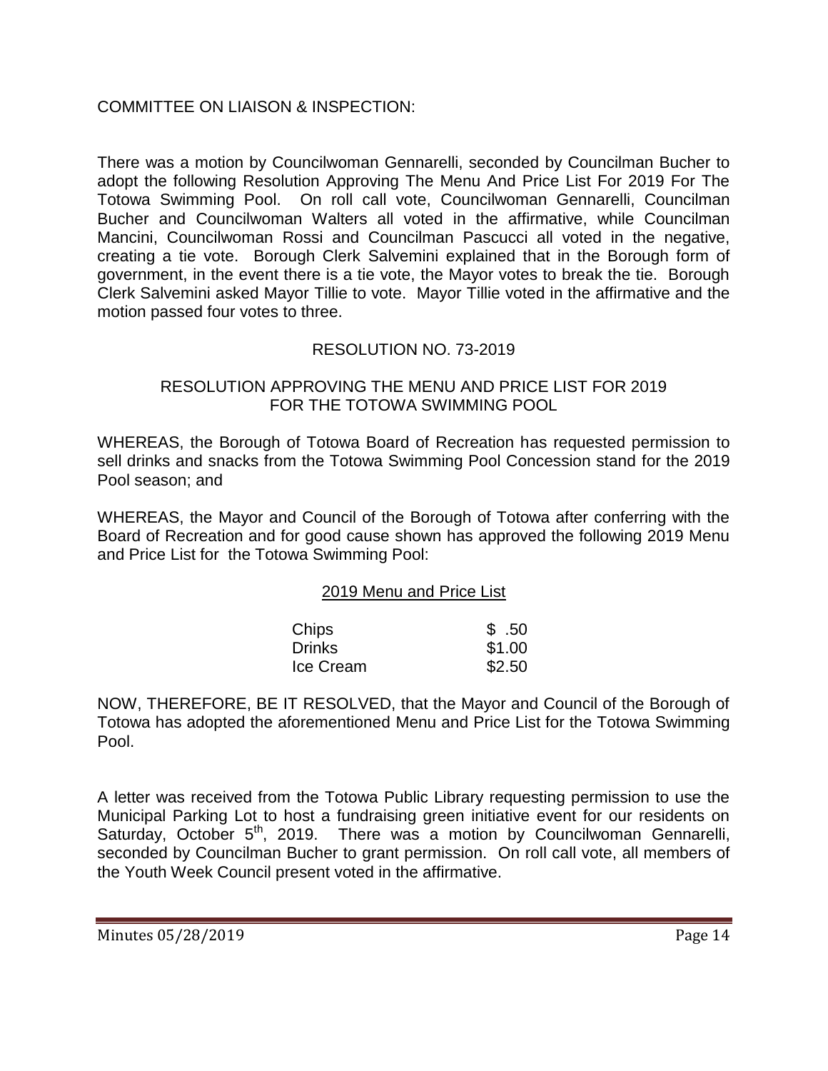COMMITTEE ON LIAISON & INSPECTION:

There was a motion by Councilwoman Gennarelli, seconded by Councilman Bucher to adopt the following Resolution Approving The Menu And Price List For 2019 For The Totowa Swimming Pool. On roll call vote, Councilwoman Gennarelli, Councilman Bucher and Councilwoman Walters all voted in the affirmative, while Councilman Mancini, Councilwoman Rossi and Councilman Pascucci all voted in the negative, creating a tie vote. Borough Clerk Salvemini explained that in the Borough form of government, in the event there is a tie vote, the Mayor votes to break the tie. Borough Clerk Salvemini asked Mayor Tillie to vote. Mayor Tillie voted in the affirmative and the motion passed four votes to three.

RESOLUTION NO. 73-2019

RESOLUTION APPROVING THE MENU AND PRICE LIST FOR 2019 FOR THE TOTOWA SWIMMING POOL

WHEREAS, the Borough of Totowa Board of Recreation has requested permission to sell drinks and snacks from the Totowa Swimming Pool Concession stand for the 2019 Pool season; and

WHEREAS, the Mayor and Council of the Borough of Totowa after conferring with the Board of Recreation and for good cause shown has approved the following 2019 Menu and Price List for the Totowa Swimming Pool:

2019 Menu and Price List

| | |
|---|---|
| Chips | $ .50 |
| Drinks | $1.00 |
| Ice Cream | $2.50 |

NOW, THEREFORE, BE IT RESOLVED, that the Mayor and Council of the Borough of Totowa has adopted the aforementioned Menu and Price List for the Totowa Swimming Pool.

A letter was received from the Totowa Public Library requesting permission to use the Municipal Parking Lot to host a fundraising green initiative event for our residents on Saturday, October 5th, 2019. There was a motion by Councilwoman Gennarelli, seconded by Councilman Bucher to grant permission. On roll call vote, all members of the Youth Week Council present voted in the affirmative.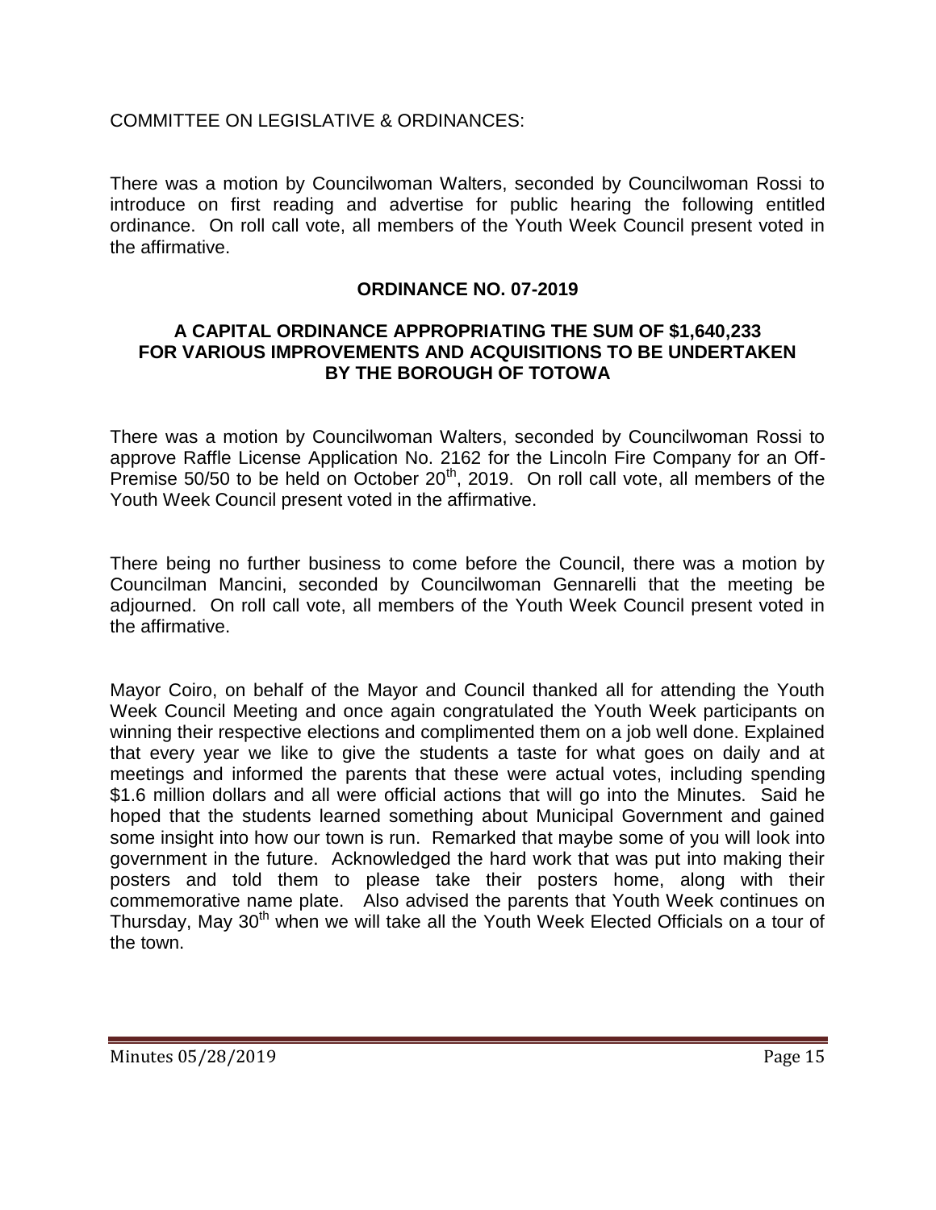COMMITTEE ON LEGISLATIVE & ORDINANCES:

There was a motion by Councilwoman Walters, seconded by Councilwoman Rossi to introduce on first reading and advertise for public hearing the following entitled ordinance. On roll call vote, all members of the Youth Week Council present voted in the affirmative.

**ORDINANCE NO. 07-2019**

**A CAPITAL ORDINANCE APPROPRIATING THE SUM OF $1,640,233 FOR VARIOUS IMPROVEMENTS AND ACQUISITIONS TO BE UNDERTAKEN BY THE BOROUGH OF TOTOWA**

There was a motion by Councilwoman Walters, seconded by Councilwoman Rossi to approve Raffle License Application No. 2162 for the Lincoln Fire Company for an Off-Premise 50/50 to be held on October 20th, 2019. On roll call vote, all members of the Youth Week Council present voted in the affirmative.

There being no further business to come before the Council, there was a motion by Councilman Mancini, seconded by Councilwoman Gennarelli that the meeting be adjourned. On roll call vote, all members of the Youth Week Council present voted in the affirmative.

Mayor Coiro, on behalf of the Mayor and Council thanked all for attending the Youth Week Council Meeting and once again congratulated the Youth Week participants on winning their respective elections and complimented them on a job well done. Explained that every year we like to give the students a taste for what goes on daily and at meetings and informed the parents that these were actual votes, including spending $1.6 million dollars and all were official actions that will go into the Minutes. Said he hoped that the students learned something about Municipal Government and gained some insight into how our town is run. Remarked that maybe some of you will look into government in the future. Acknowledged the hard work that was put into making their posters and told them to please take their posters home, along with their commemorative name plate. Also advised the parents that Youth Week continues on Thursday, May 30th when we will take all the Youth Week Elected Officials on a tour of the town.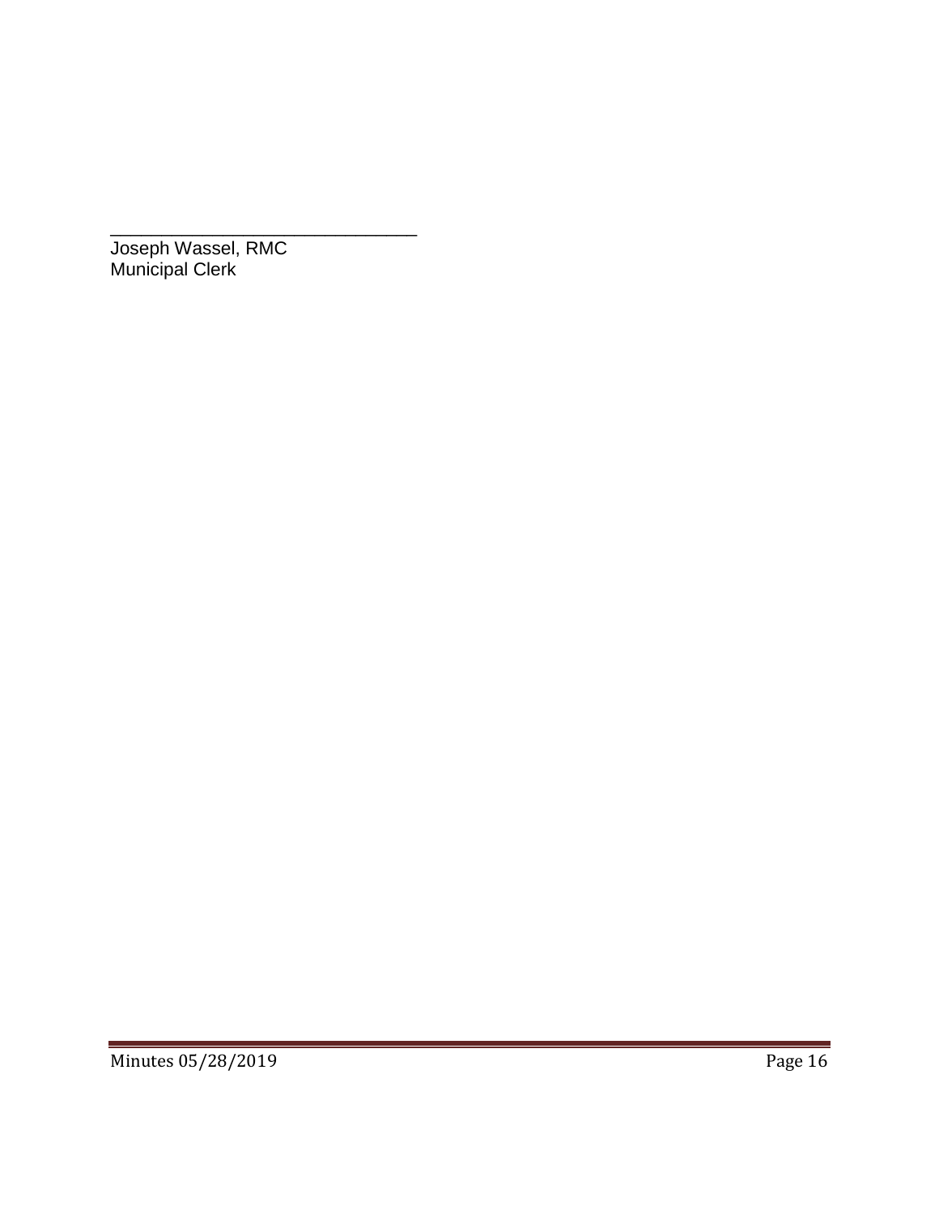\_\_\_\_\_\_\_\_\_\_\_\_\_\_\_\_\_\_\_\_\_\_\_\_\_\_\_\_\_\_\_

Joseph Wassel, RMC
Municipal Clerk